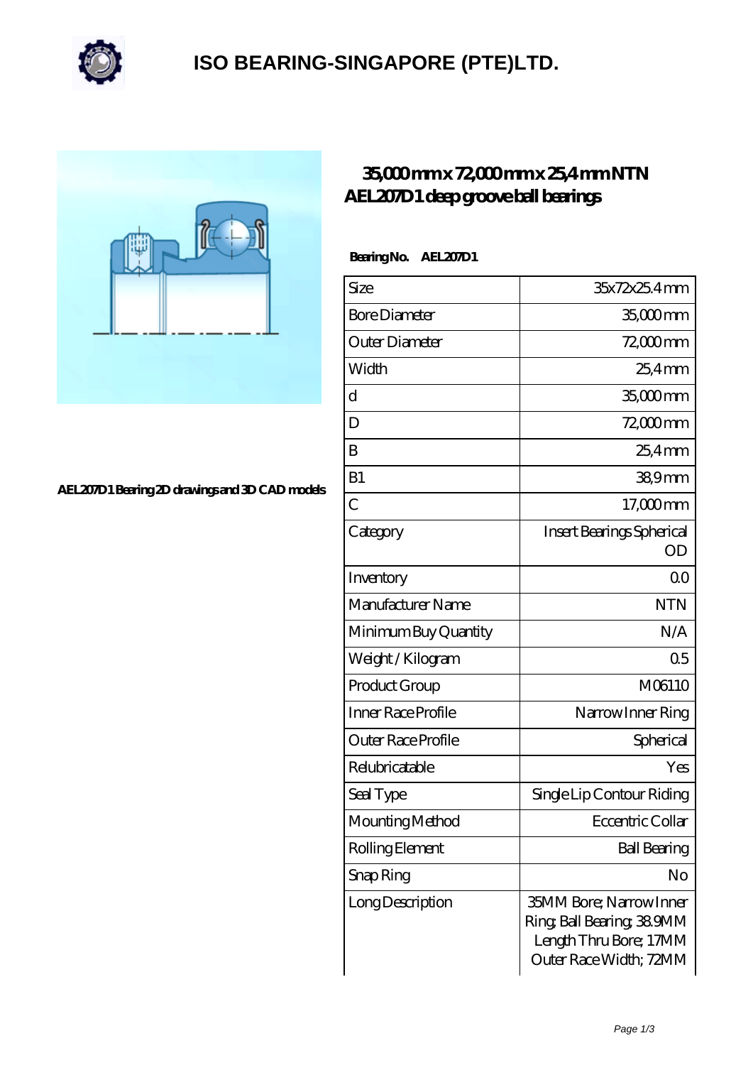# ISO BEARING-SINGAPORE (PTE)LTD.

AEL207D1 Bearing 2D drawings and 3D CAD models

## 35,000 mm x 72,000 mm x 25,4 mm NTN AEL207D1 deep groove ball bearings

**Bearing No. AEL207D1**

| Size | 35x72x25.4 mm |
|---|---|
| Bore Diameter | 35,000 mm |
| Outer Diameter | 72,000 mm |
| Width | 25,4 mm |
| d | 35,000 mm |
| D | 72,000 mm |
| B | 25,4 mm |
| B1 | 38,9 mm |
| C | 17,000 mm |
| Category | Insert Bearings Spherical OD |
| Inventory | 0.0 |
| Manufacturer Name | NTN |
| Minimum Buy Quantity | N/A |
| Weight / Kilogram | 0.5 |
| Product Group | M06110 |
| Inner Race Profile | Narrow Inner Ring |
| Outer Race Profile | Spherical |
| Relubricatable | Yes |
| Seal Type | Single Lip Contour Riding |
| Mounting Method | Eccentric Collar |
| Rolling Element | Ball Bearing |
| Snap Ring | No |
| Long Description | 35MM Bore; Narrow Inner Ring; Ball Bearing; 38.9MM Length Thru Bore; 17MM Outer Race Width; 72MM |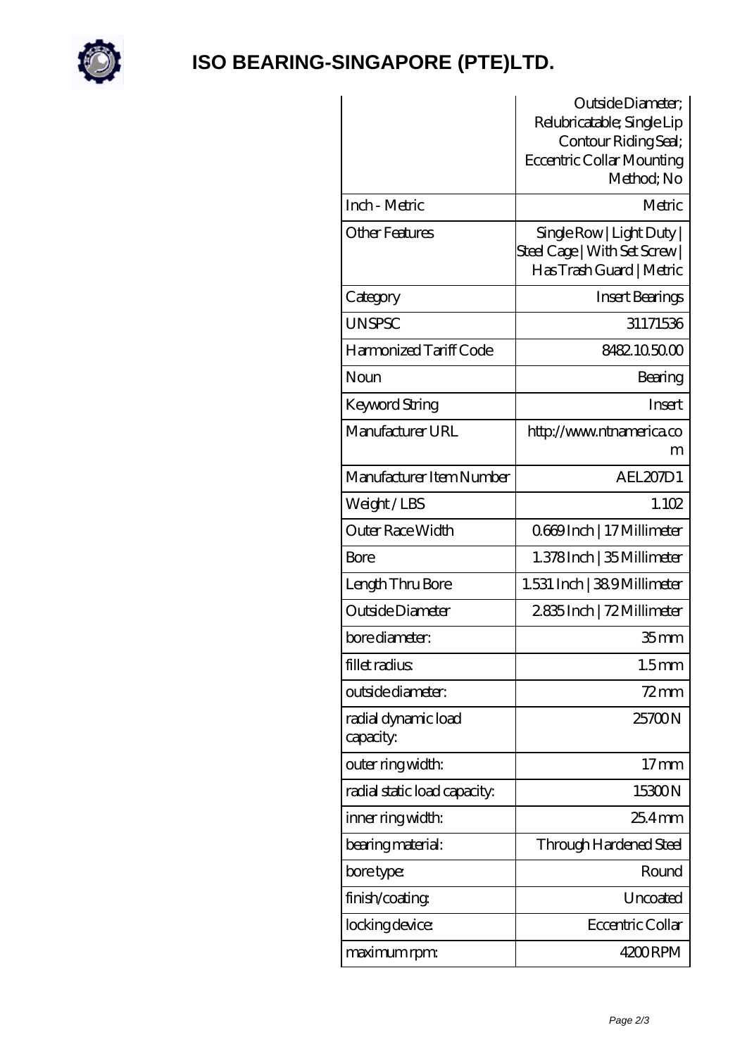# ISO BEARING-SINGAPORE (PTE)LTD.

| | |
|---|---|
| | Outside Diameter; Relubricatable; Single Lip Contour Riding Seal; Eccentric Collar Mounting Method; No |
| Inch - Metric | Metric |
| Other Features | Single Row \| Light Duty \| Steel Cage \| With Set Screw \| Has Trash Guard \| Metric |
| Category | Insert Bearings |
| UNSPSC | 31171536 |
| Harmonized Tariff Code | 8482.10.50.00 |
| Noun | Bearing |
| Keyword String | Insert |
| Manufacturer URL | http://www.ntnamerica.com |
| Manufacturer Item Number | AEL207D1 |
| Weight / LBS | 1.102 |
| Outer Race Width | 0.669 Inch \| 17 Millimeter |
| Bore | 1.378 Inch \| 35 Millimeter |
| Length Thru Bore | 1.531 Inch \| 38.9 Millimeter |
| Outside Diameter | 2.835 Inch \| 72 Millimeter |
| bore diameter: | 35 mm |
| fillet radius: | 1.5 mm |
| outside diameter: | 72 mm |
| radial dynamic load capacity: | 25700 N |
| outer ring width: | 17 mm |
| radial static load capacity: | 15300 N |
| inner ring width: | 25.4 mm |
| bearing material: | Through Hardened Steel |
| bore type: | Round |
| finish/coating: | Uncoated |
| locking device: | Eccentric Collar |
| maximum rpm: | 4200 RPM |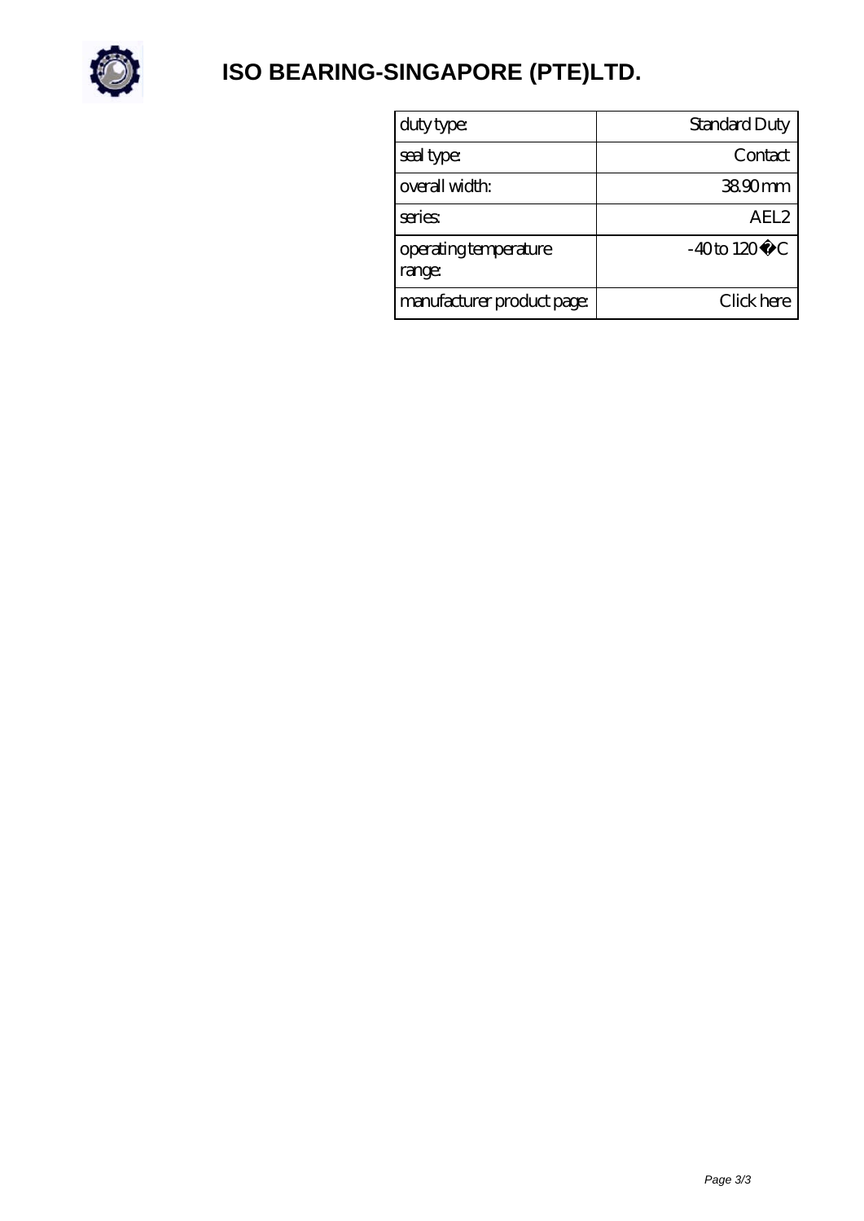# ISO BEARING-SINGAPORE (PTE)LTD.

| | |
|---|---|
| duty type: | Standard Duty |
| seal type: | Contact |
| overall width: | 38.90 mm |
| series: | AEL2 |
| operating temperature range: | -40 to 120 �C |
| manufacturer product page: | Click here |